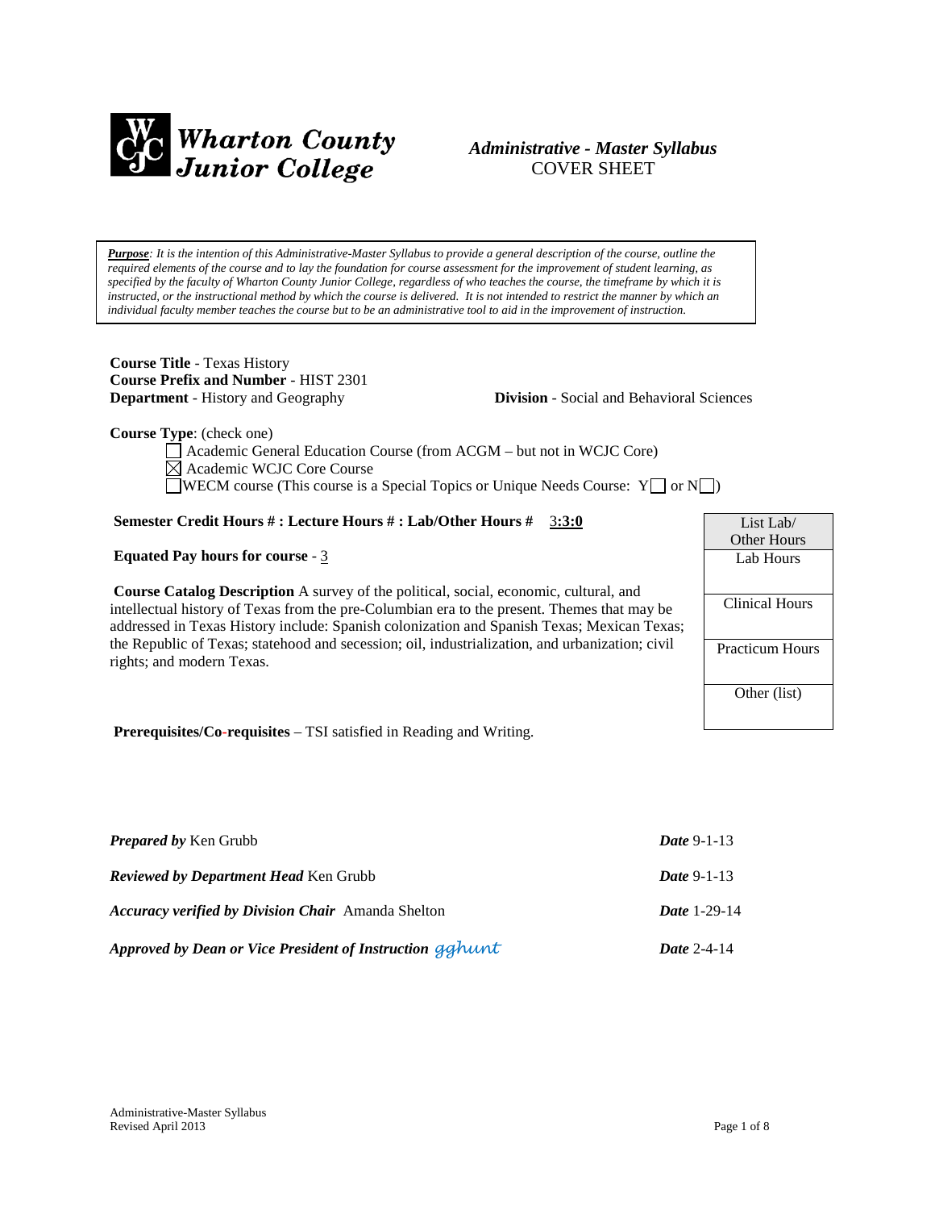**Wharton County Junior College**

## *Administrative - Master Syllabus*
COVER SHEET

***Purpose***: *It is the intention of this Administrative-Master Syllabus to provide a general description of the course, outline the required elements of the course and to lay the foundation for course assessment for the improvement of student learning, as specified by the faculty of Wharton County Junior College, regardless of who teaches the course, the timeframe by which it is instructed, or the instructional method by which the course is delivered. It is not intended to restrict the manner by which an individual faculty member teaches the course but to be an administrative tool to aid in the improvement of instruction.*

**Course Title** - Texas History
**Course Prefix and Number** - HIST 2301
**Department** - History and Geography **Division** - Social and Behavioral Sciences

**Course Type**: (check one)

- ☐ Academic General Education Course (from ACGM – but not in WCJC Core)
- ☒ Academic WCJC Core Course
- ☐ WECM course (This course is a Special Topics or Unique Needs Course: Y☐ or N☐)

**Semester Credit Hours # : Lecture Hours # : Lab/Other Hours #** 3**:3:0**

**Equated Pay hours for course** - 3

**Course Catalog Description** A survey of the political, social, economic, cultural, and intellectual history of Texas from the pre-Columbian era to the present. Themes that may be addressed in Texas History include: Spanish colonization and Spanish Texas; Mexican Texas; the Republic of Texas; statehood and secession; oil, industrialization, and urbanization; civil rights; and modern Texas.

| List Lab/ Other Hours |
|---|
| Lab Hours |
| Clinical Hours |
| Practicum Hours |
| Other (list) |

**Prerequisites/Co-requisites** – TSI satisfied in Reading and Writing.

***Prepared by*** Ken Grubb ***Date*** 9-1-13

***Reviewed by Department Head*** Ken Grubb ***Date*** 9-1-13

***Accuracy verified by Division Chair*** Amanda Shelton ***Date*** 1-29-14

***Approved by Dean or Vice President of Instruction*** gghunt ***Date*** 2-4-14

Administrative-Master Syllabus
Revised April 2013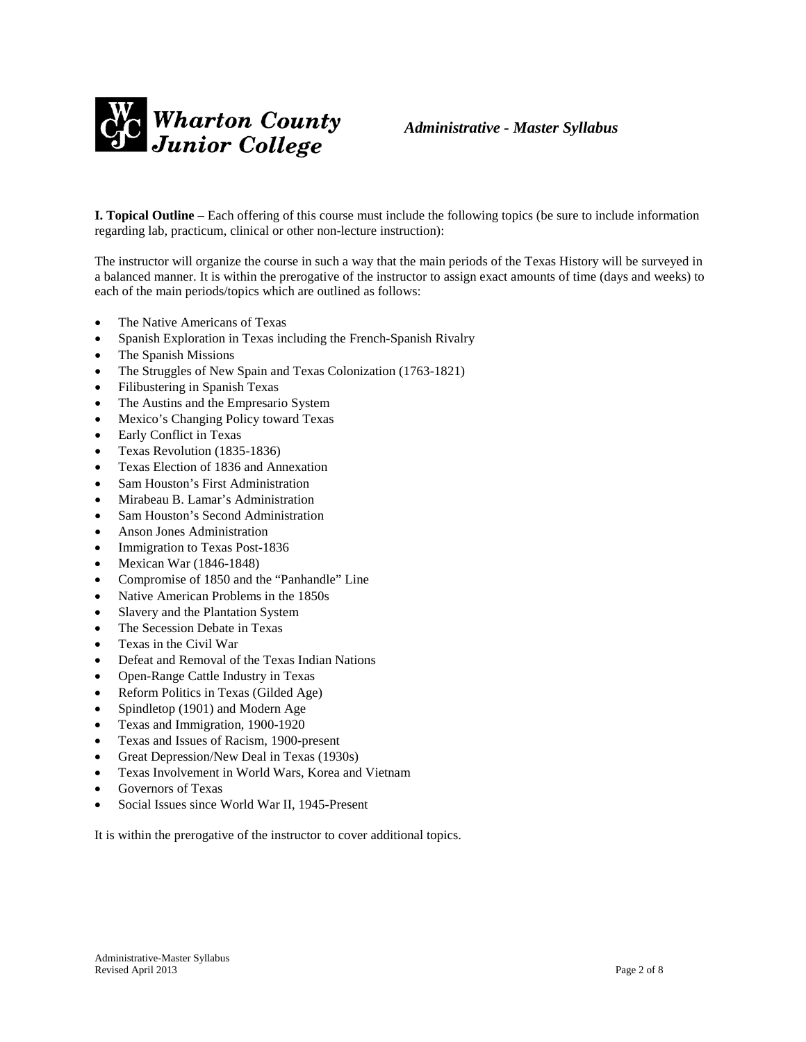**I. Topical Outline** – Each offering of this course must include the following topics (be sure to include information regarding lab, practicum, clinical or other non-lecture instruction):

The instructor will organize the course in such a way that the main periods of the Texas History will be surveyed in a balanced manner. It is within the prerogative of the instructor to assign exact amounts of time (days and weeks) to each of the main periods/topics which are outlined as follows:

- The Native Americans of Texas
- Spanish Exploration in Texas including the French-Spanish Rivalry
- The Spanish Missions
- The Struggles of New Spain and Texas Colonization (1763-1821)
- Filibustering in Spanish Texas
- The Austins and the Empresario System
- Mexico's Changing Policy toward Texas
- Early Conflict in Texas
- Texas Revolution (1835-1836)
- Texas Election of 1836 and Annexation
- Sam Houston's First Administration
- Mirabeau B. Lamar's Administration
- Sam Houston's Second Administration
- Anson Jones Administration
- Immigration to Texas Post-1836
- Mexican War (1846-1848)
- Compromise of 1850 and the "Panhandle" Line
- Native American Problems in the 1850s
- Slavery and the Plantation System
- The Secession Debate in Texas
- Texas in the Civil War
- Defeat and Removal of the Texas Indian Nations
- Open-Range Cattle Industry in Texas
- Reform Politics in Texas (Gilded Age)
- Spindletop (1901) and Modern Age
- Texas and Immigration, 1900-1920
- Texas and Issues of Racism, 1900-present
- Great Depression/New Deal in Texas (1930s)
- Texas Involvement in World Wars, Korea and Vietnam
- Governors of Texas
- Social Issues since World War II, 1945-Present

It is within the prerogative of the instructor to cover additional topics.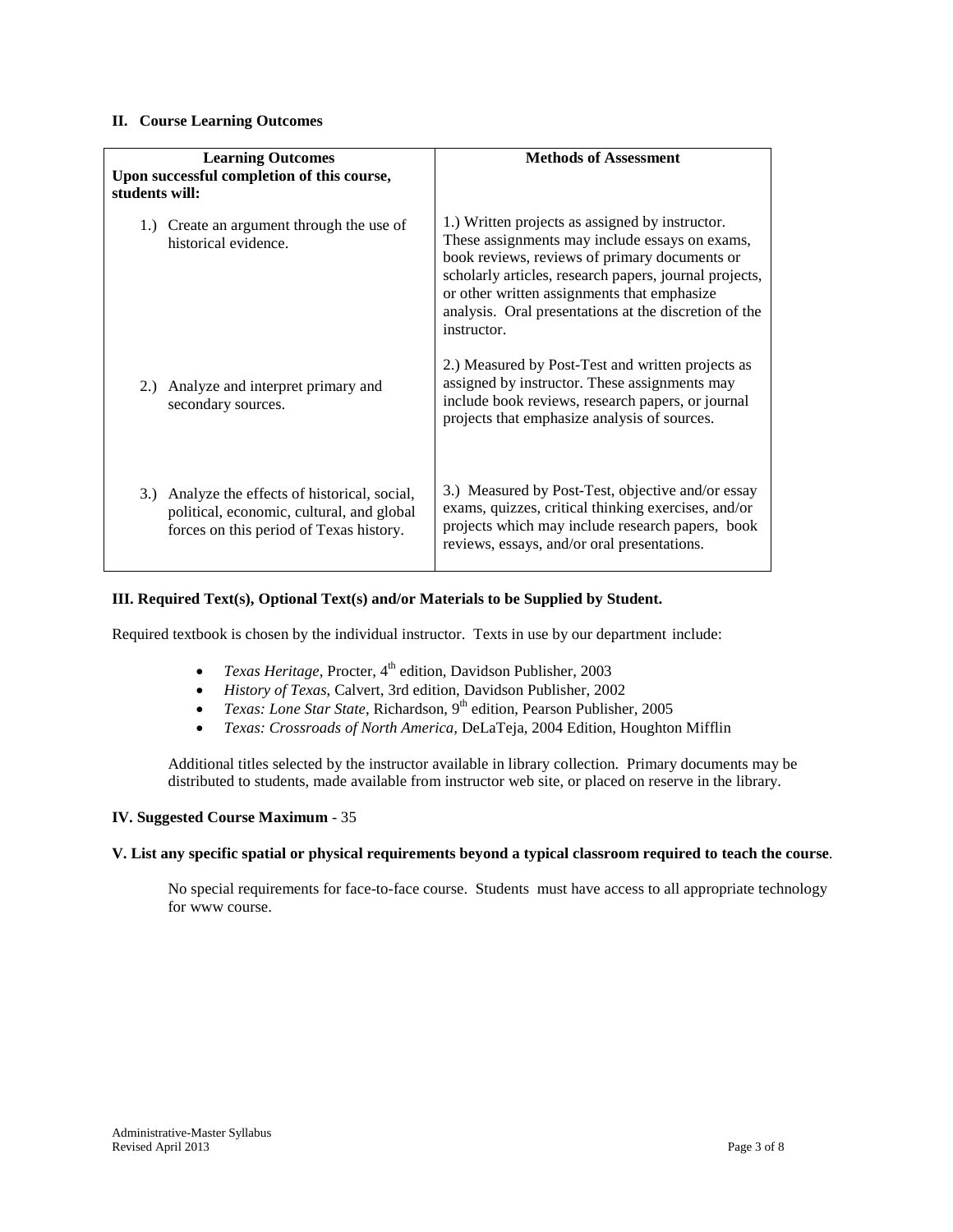## II. Course Learning Outcomes

| **Learning Outcomes**<br>**Upon successful completion of this course, students will:** | **Methods of Assessment** |
|---|---|
| 1.) Create an argument through the use of historical evidence. | 1.) Written projects as assigned by instructor. These assignments may include essays on exams, book reviews, reviews of primary documents or scholarly articles, research papers, journal projects, or other written assignments that emphasize analysis. Oral presentations at the discretion of the instructor. |
| 2.) Analyze and interpret primary and secondary sources. | 2.) Measured by Post-Test and written projects as assigned by instructor. These assignments may include book reviews, research papers, or journal projects that emphasize analysis of sources. |
| 3.) Analyze the effects of historical, social, political, economic, cultural, and global forces on this period of Texas history. | 3.) Measured by Post-Test, objective and/or essay exams, quizzes, critical thinking exercises, and/or projects which may include research papers, book reviews, essays, and/or oral presentations. |

## III. Required Text(s), Optional Text(s) and/or Materials to be Supplied by Student.

Required textbook is chosen by the individual instructor. Texts in use by our department include:

- *Texas Heritage*, Procter, 4th edition, Davidson Publisher, 2003
- *History of Texas*, Calvert, 3rd edition, Davidson Publisher, 2002
- *Texas: Lone Star State*, Richardson, 9th edition, Pearson Publisher, 2005
- *Texas: Crossroads of North America*, DeLaTeja, 2004 Edition, Houghton Mifflin

Additional titles selected by the instructor available in library collection. Primary documents may be distributed to students, made available from instructor web site, or placed on reserve in the library.

## IV. Suggested Course Maximum - 35

## V. List any specific spatial or physical requirements beyond a typical classroom required to teach the course.

No special requirements for face-to-face course. Students must have access to all appropriate technology for www course.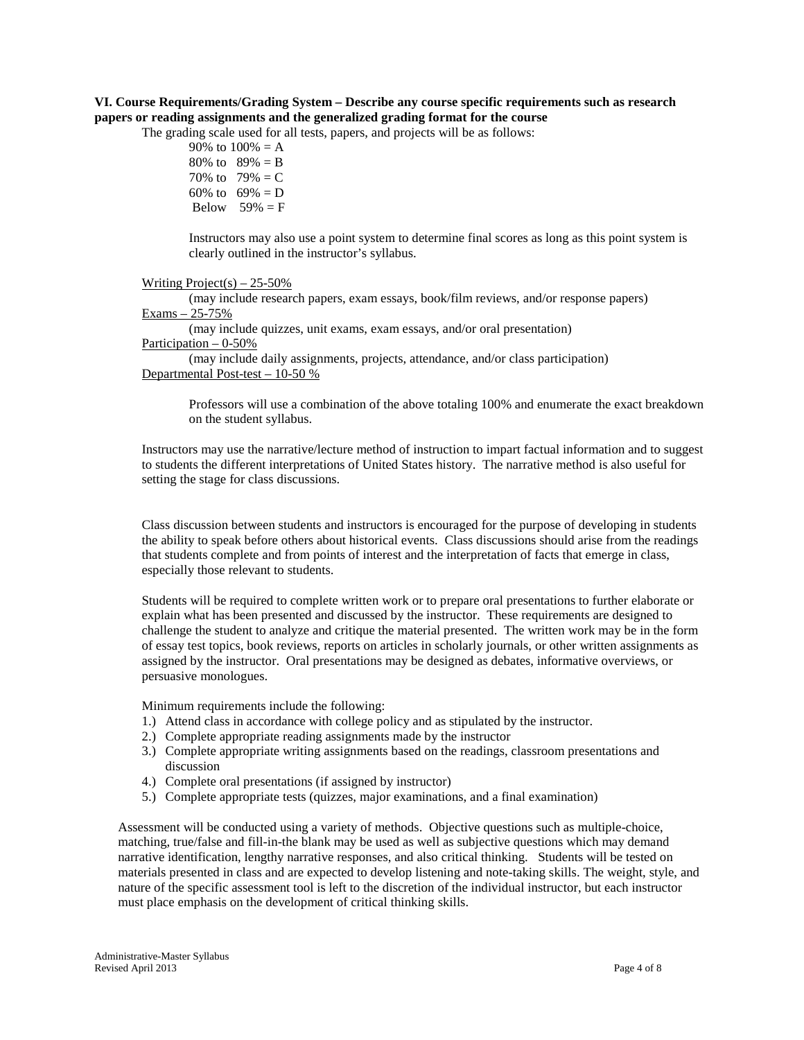**VI. Course Requirements/Grading System – Describe any course specific requirements such as research papers or reading assignments and the generalized grading format for the course**

The grading scale used for all tests, papers, and projects will be as follows:

90% to 100% = A
80% to 89% = B
70% to 79% = C
60% to 69% = D
Below 59% = F

Instructors may also use a point system to determine final scores as long as this point system is clearly outlined in the instructor's syllabus.

Writing Project(s) – 25-50%
(may include research papers, exam essays, book/film reviews, and/or response papers)
Exams – 25-75%
(may include quizzes, unit exams, exam essays, and/or oral presentation)
Participation – 0-50%
(may include daily assignments, projects, attendance, and/or class participation)
Departmental Post-test – 10-50 %

Professors will use a combination of the above totaling 100% and enumerate the exact breakdown on the student syllabus.

Instructors may use the narrative/lecture method of instruction to impart factual information and to suggest to students the different interpretations of United States history. The narrative method is also useful for setting the stage for class discussions.

Class discussion between students and instructors is encouraged for the purpose of developing in students the ability to speak before others about historical events. Class discussions should arise from the readings that students complete and from points of interest and the interpretation of facts that emerge in class, especially those relevant to students.

Students will be required to complete written work or to prepare oral presentations to further elaborate or explain what has been presented and discussed by the instructor. These requirements are designed to challenge the student to analyze and critique the material presented. The written work may be in the form of essay test topics, book reviews, reports on articles in scholarly journals, or other written assignments as assigned by the instructor. Oral presentations may be designed as debates, informative overviews, or persuasive monologues.

Minimum requirements include the following:

1.) Attend class in accordance with college policy and as stipulated by the instructor.
2.) Complete appropriate reading assignments made by the instructor
3.) Complete appropriate writing assignments based on the readings, classroom presentations and discussion
4.) Complete oral presentations (if assigned by instructor)
5.) Complete appropriate tests (quizzes, major examinations, and a final examination)

Assessment will be conducted using a variety of methods. Objective questions such as multiple-choice, matching, true/false and fill-in-the blank may be used as well as subjective questions which may demand narrative identification, lengthy narrative responses, and also critical thinking. Students will be tested on materials presented in class and are expected to develop listening and note-taking skills. The weight, style, and nature of the specific assessment tool is left to the discretion of the individual instructor, but each instructor must place emphasis on the development of critical thinking skills.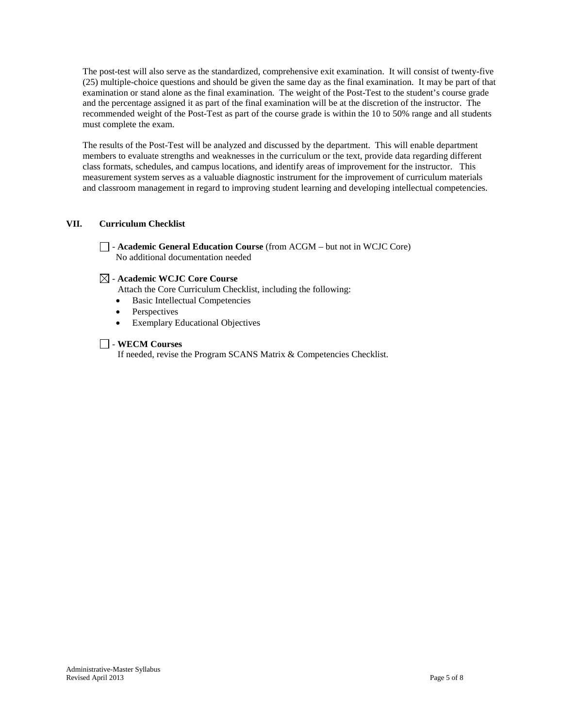The post-test will also serve as the standardized, comprehensive exit examination. It will consist of twenty-five (25) multiple-choice questions and should be given the same day as the final examination. It may be part of that examination or stand alone as the final examination. The weight of the Post-Test to the student's course grade and the percentage assigned it as part of the final examination will be at the discretion of the instructor. The recommended weight of the Post-Test as part of the course grade is within the 10 to 50% range and all students must complete the exam.

The results of the Post-Test will be analyzed and discussed by the department. This will enable department members to evaluate strengths and weaknesses in the curriculum or the text, provide data regarding different class formats, schedules, and campus locations, and identify areas of improvement for the instructor. This measurement system serves as a valuable diagnostic instrument for the improvement of curriculum materials and classroom management in regard to improving student learning and developing intellectual competencies.

## VII. Curriculum Checklist

☐ - **Academic General Education Course** (from ACGM – but not in WCJC Core)
No additional documentation needed

☒ - **Academic WCJC Core Course**
Attach the Core Curriculum Checklist, including the following:

- Basic Intellectual Competencies
- Perspectives
- Exemplary Educational Objectives

☐ - **WECM Courses**
If needed, revise the Program SCANS Matrix & Competencies Checklist.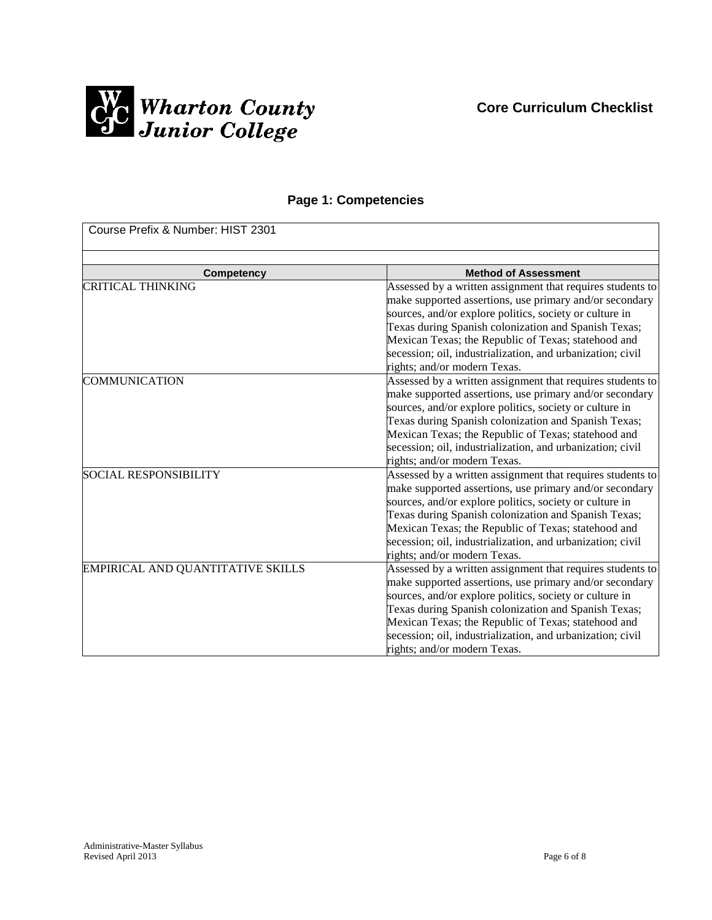**Wharton County Junior College**

**Core Curriculum Checklist**

## Page 1: Competencies

Course Prefix & Number: HIST 2301

| Competency | Method of Assessment |
|---|---|
| CRITICAL THINKING | Assessed by a written assignment that requires students to make supported assertions, use primary and/or secondary sources, and/or explore politics, society or culture in Texas during Spanish colonization and Spanish Texas; Mexican Texas; the Republic of Texas; statehood and secession; oil, industrialization, and urbanization; civil rights; and/or modern Texas. |
| COMMUNICATION | Assessed by a written assignment that requires students to make supported assertions, use primary and/or secondary sources, and/or explore politics, society or culture in Texas during Spanish colonization and Spanish Texas; Mexican Texas; the Republic of Texas; statehood and secession; oil, industrialization, and urbanization; civil rights; and/or modern Texas. |
| SOCIAL RESPONSIBILITY | Assessed by a written assignment that requires students to make supported assertions, use primary and/or secondary sources, and/or explore politics, society or culture in Texas during Spanish colonization and Spanish Texas; Mexican Texas; the Republic of Texas; statehood and secession; oil, industrialization, and urbanization; civil rights; and/or modern Texas. |
| EMPIRICAL AND QUANTITATIVE SKILLS | Assessed by a written assignment that requires students to make supported assertions, use primary and/or secondary sources, and/or explore politics, society or culture in Texas during Spanish colonization and Spanish Texas; Mexican Texas; the Republic of Texas; statehood and secession; oil, industrialization, and urbanization; civil rights; and/or modern Texas. |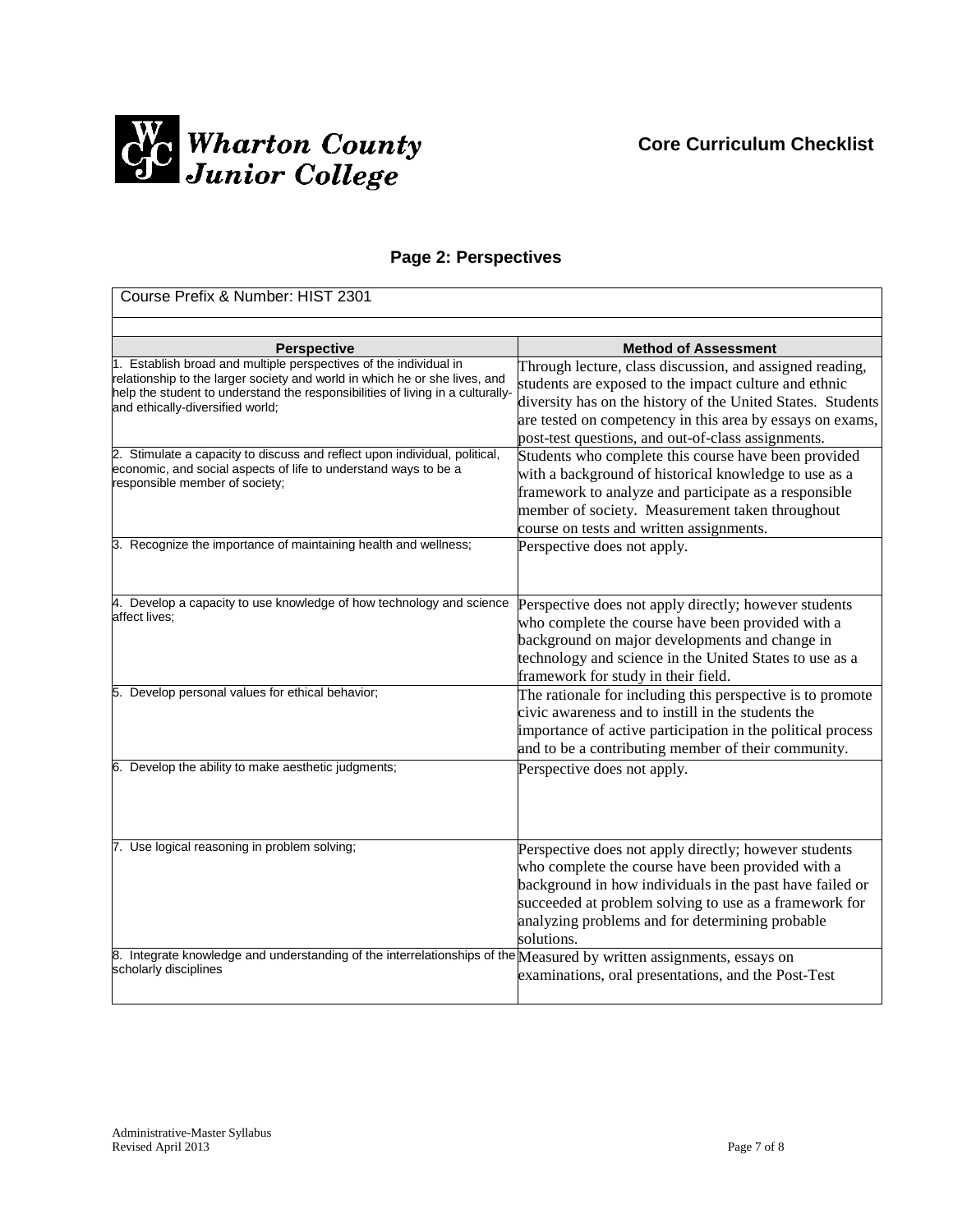Wharton County Junior College

**Core Curriculum Checklist**

## Page 2: Perspectives

Course Prefix & Number: HIST 2301

| Perspective | Method of Assessment |
|---|---|
| 1. Establish broad and multiple perspectives of the individual in relationship to the larger society and world in which he or she lives, and help the student to understand the responsibilities of living in a culturally- and ethically-diversified world; | Through lecture, class discussion, and assigned reading, students are exposed to the impact culture and ethnic diversity has on the history of the United States. Students are tested on competency in this area by essays on exams, post-test questions, and out-of-class assignments. |
| 2. Stimulate a capacity to discuss and reflect upon individual, political, economic, and social aspects of life to understand ways to be a responsible member of society; | Students who complete this course have been provided with a background of historical knowledge to use as a framework to analyze and participate as a responsible member of society. Measurement taken throughout course on tests and written assignments. |
| 3. Recognize the importance of maintaining health and wellness; | Perspective does not apply. |
| 4. Develop a capacity to use knowledge of how technology and science affect lives; | Perspective does not apply directly; however students who complete the course have been provided with a background on major developments and change in technology and science in the United States to use as a framework for study in their field. |
| 5. Develop personal values for ethical behavior; | The rationale for including this perspective is to promote civic awareness and to instill in the students the importance of active participation in the political process and to be a contributing member of their community. |
| 6. Develop the ability to make aesthetic judgments; | Perspective does not apply. |
| 7. Use logical reasoning in problem solving; | Perspective does not apply directly; however students who complete the course have been provided with a background in how individuals in the past have failed or succeeded at problem solving to use as a framework for analyzing problems and for determining probable solutions. |
| 8. Integrate knowledge and understanding of the interrelationships of the scholarly disciplines | Measured by written assignments, essays on examinations, oral presentations, and the Post-Test |

Administrative-Master Syllabus
Revised April 2013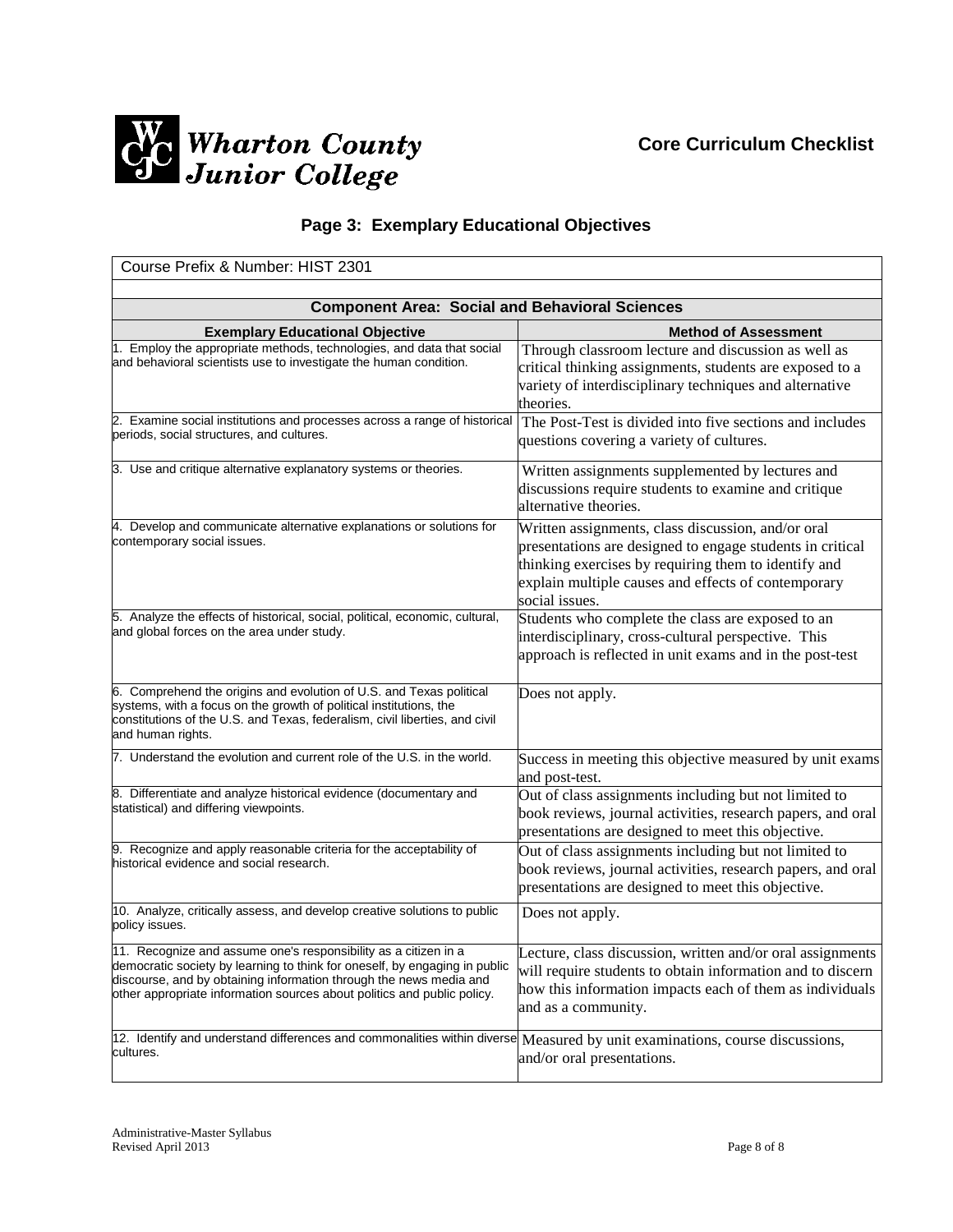**Wharton County Junior College**

**Core Curriculum Checklist**

## Page 3: Exemplary Educational Objectives

Course Prefix & Number: HIST 2301

**Component Area: Social and Behavioral Sciences**

| Exemplary Educational Objective | Method of Assessment |
|---|---|
| 1. Employ the appropriate methods, technologies, and data that social and behavioral scientists use to investigate the human condition. | Through classroom lecture and discussion as well as critical thinking assignments, students are exposed to a variety of interdisciplinary techniques and alternative theories. |
| 2. Examine social institutions and processes across a range of historical periods, social structures, and cultures. | The Post-Test is divided into five sections and includes questions covering a variety of cultures. |
| 3. Use and critique alternative explanatory systems or theories. | Written assignments supplemented by lectures and discussions require students to examine and critique alternative theories. |
| 4. Develop and communicate alternative explanations or solutions for contemporary social issues. | Written assignments, class discussion, and/or oral presentations are designed to engage students in critical thinking exercises by requiring them to identify and explain multiple causes and effects of contemporary social issues. |
| 5. Analyze the effects of historical, social, political, economic, cultural, and global forces on the area under study. | Students who complete the class are exposed to an interdisciplinary, cross-cultural perspective. This approach is reflected in unit exams and in the post-test |
| 6. Comprehend the origins and evolution of U.S. and Texas political systems, with a focus on the growth of political institutions, the constitutions of the U.S. and Texas, federalism, civil liberties, and civil and human rights. | Does not apply. |
| 7. Understand the evolution and current role of the U.S. in the world. | Success in meeting this objective measured by unit exams and post-test. |
| 8. Differentiate and analyze historical evidence (documentary and statistical) and differing viewpoints. | Out of class assignments including but not limited to book reviews, journal activities, research papers, and oral presentations are designed to meet this objective. |
| 9. Recognize and apply reasonable criteria for the acceptability of historical evidence and social research. | Out of class assignments including but not limited to book reviews, journal activities, research papers, and oral presentations are designed to meet this objective. |
| 10. Analyze, critically assess, and develop creative solutions to public policy issues. | Does not apply. |
| 11. Recognize and assume one's responsibility as a citizen in a democratic society by learning to think for oneself, by engaging in public discourse, and by obtaining information through the news media and other appropriate information sources about politics and public policy. | Lecture, class discussion, written and/or oral assignments will require students to obtain information and to discern how this information impacts each of them as individuals and as a community. |
| 12. Identify and understand differences and commonalities within diverse cultures. | Measured by unit examinations, course discussions, and/or oral presentations. |

Administrative-Master Syllabus
Revised April 2013